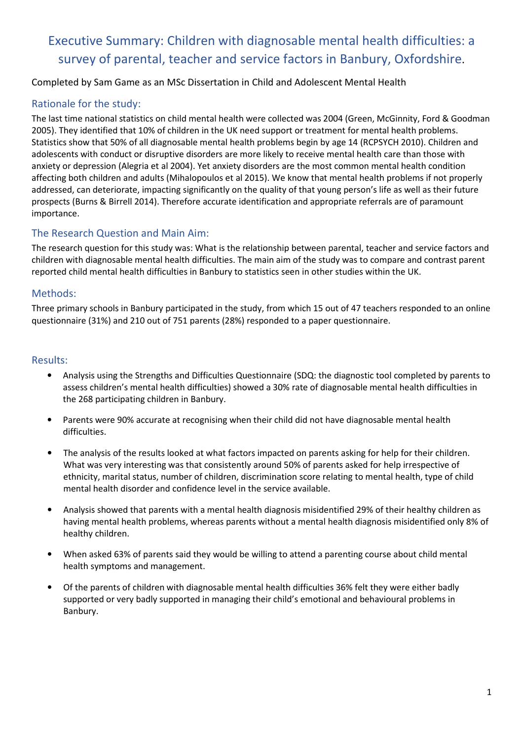# Executive Summary: Children with diagnosable mental health difficulties: a survey of parental, teacher and service factors in Banbury, Oxfordshire.

Completed by Sam Game as an MSc Dissertation in Child and Adolescent Mental Health

## Rationale for the study:

The last time national statistics on child mental health were collected was 2004 (Green, McGinnity, Ford & Goodman 2005). They identified that 10% of children in the UK need support or treatment for mental health problems. Statistics show that 50% of all diagnosable mental health problems begin by age 14 (RCPSYCH 2010). Children and adolescents with conduct or disruptive disorders are more likely to receive mental health care than those with anxiety or depression (Alegria et al 2004). Yet anxiety disorders are the most common mental health condition affecting both children and adults (Mihalopoulos et al 2015). We know that mental health problems if not properly addressed, can deteriorate, impacting significantly on the quality of that young person's life as well as their future prospects (Burns & Birrell 2014). Therefore accurate identification and appropriate referrals are of paramount importance.

## The Research Question and Main Aim:

The research question for this study was: What is the relationship between parental, teacher and service factors and children with diagnosable mental health difficulties. The main aim of the study was to compare and contrast parent reported child mental health difficulties in Banbury to statistics seen in other studies within the UK.

## Methods:

Three primary schools in Banbury participated in the study, from which 15 out of 47 teachers responded to an online questionnaire (31%) and 210 out of 751 parents (28%) responded to a paper questionnaire.

## Results:

- Analysis using the Strengths and Difficulties Questionnaire (SDQ: the diagnostic tool completed by parents to assess children's mental health difficulties) showed a 30% rate of diagnosable mental health difficulties in the 268 participating children in Banbury.
- Parents were 90% accurate at recognising when their child did not have diagnosable mental health difficulties.
- The analysis of the results looked at what factors impacted on parents asking for help for their children. What was very interesting was that consistently around 50% of parents asked for help irrespective of ethnicity, marital status, number of children, discrimination score relating to mental health, type of child mental health disorder and confidence level in the service available.
- Analysis showed that parents with a mental health diagnosis misidentified 29% of their healthy children as having mental health problems, whereas parents without a mental health diagnosis misidentified only 8% of healthy children.
- When asked 63% of parents said they would be willing to attend a parenting course about child mental health symptoms and management.
- Of the parents of children with diagnosable mental health difficulties 36% felt they were either badly supported or very badly supported in managing their child's emotional and behavioural problems in Banbury.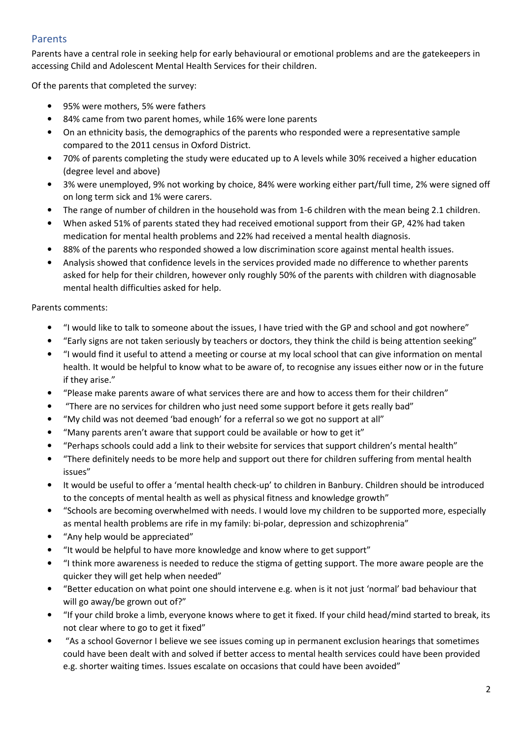## Parents

Parents have a central role in seeking help for early behavioural or emotional problems and are the gatekeepers in accessing Child and Adolescent Mental Health Services for their children.

Of the parents that completed the survey:

- 95% were mothers, 5% were fathers
- 84% came from two parent homes, while 16% were lone parents
- On an ethnicity basis, the demographics of the parents who responded were a representative sample compared to the 2011 census in Oxford District.
- 70% of parents completing the study were educated up to A levels while 30% received a higher education (degree level and above)
- 3% were unemployed, 9% not working by choice, 84% were working either part/full time, 2% were signed off on long term sick and 1% were carers.
- The range of number of children in the household was from 1-6 children with the mean being 2.1 children.
- When asked 51% of parents stated they had received emotional support from their GP, 42% had taken medication for mental health problems and 22% had received a mental health diagnosis.
- 88% of the parents who responded showed a low discrimination score against mental health issues.
- Analysis showed that confidence levels in the services provided made no difference to whether parents asked for help for their children, however only roughly 50% of the parents with children with diagnosable mental health difficulties asked for help.

Parents comments:

- "I would like to talk to someone about the issues, I have tried with the GP and school and got nowhere"
- "Early signs are not taken seriously by teachers or doctors, they think the child is being attention seeking"
- "I would find it useful to attend a meeting or course at my local school that can give information on mental health. It would be helpful to know what to be aware of, to recognise any issues either now or in the future if they arise."
- "Please make parents aware of what services there are and how to access them for their children"
- "There are no services for children who just need some support before it gets really bad"
- "My child was not deemed 'bad enough' for a referral so we got no support at all"
- "Many parents aren't aware that support could be available or how to get it"
- "Perhaps schools could add a link to their website for services that support children's mental health"
- "There definitely needs to be more help and support out there for children suffering from mental health issues"
- It would be useful to offer a 'mental health check-up' to children in Banbury. Children should be introduced to the concepts of mental health as well as physical fitness and knowledge growth"
- "Schools are becoming overwhelmed with needs. I would love my children to be supported more, especially as mental health problems are rife in my family: bi-polar, depression and schizophrenia"
- "Any help would be appreciated"
- "It would be helpful to have more knowledge and know where to get support"
- "I think more awareness is needed to reduce the stigma of getting support. The more aware people are the quicker they will get help when needed"
- "Better education on what point one should intervene e.g. when is it not just 'normal' bad behaviour that will go away/be grown out of?"
- "If your child broke a limb, everyone knows where to get it fixed. If your child head/mind started to break, its not clear where to go to get it fixed"
- "As a school Governor I believe we see issues coming up in permanent exclusion hearings that sometimes could have been dealt with and solved if better access to mental health services could have been provided e.g. shorter waiting times. Issues escalate on occasions that could have been avoided"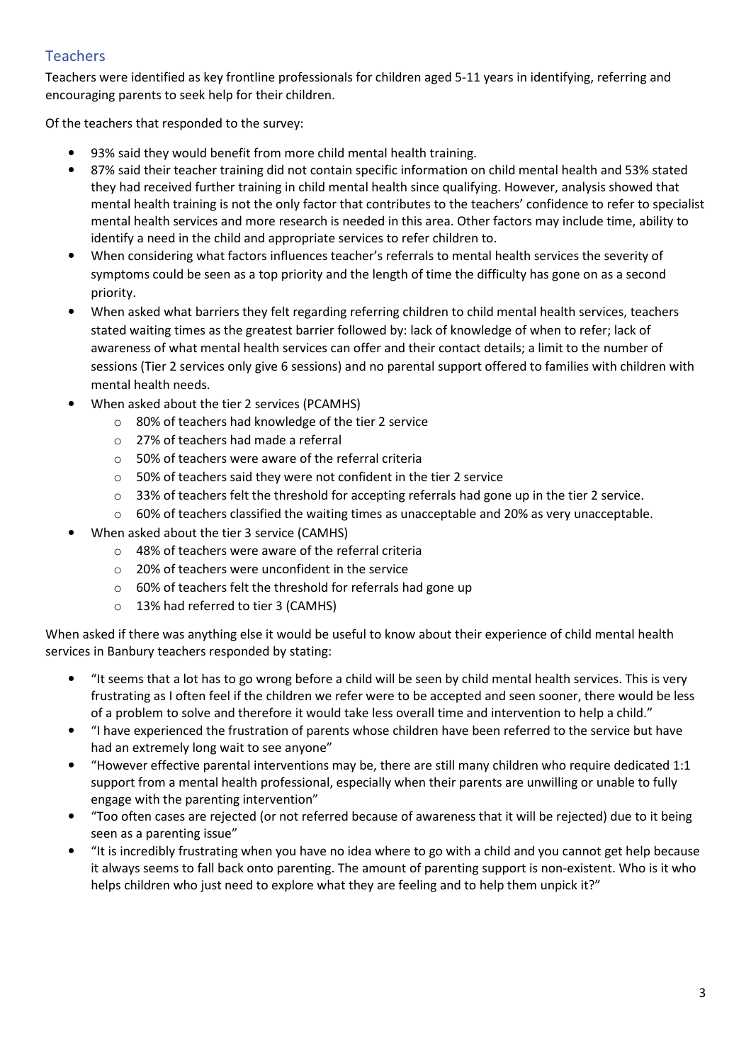## Teachers

Teachers were identified as key frontline professionals for children aged 5-11 years in identifying, referring and encouraging parents to seek help for their children.

Of the teachers that responded to the survey:

- 93% said they would benefit from more child mental health training.
- 87% said their teacher training did not contain specific information on child mental health and 53% stated they had received further training in child mental health since qualifying. However, analysis showed that mental health training is not the only factor that contributes to the teachers' confidence to refer to specialist mental health services and more research is needed in this area. Other factors may include time, ability to identify a need in the child and appropriate services to refer children to.
- When considering what factors influences teacher's referrals to mental health services the severity of symptoms could be seen as a top priority and the length of time the difficulty has gone on as a second priority.
- When asked what barriers they felt regarding referring children to child mental health services, teachers stated waiting times as the greatest barrier followed by: lack of knowledge of when to refer; lack of awareness of what mental health services can offer and their contact details; a limit to the number of sessions (Tier 2 services only give 6 sessions) and no parental support offered to families with children with mental health needs.
- When asked about the tier 2 services (PCAMHS)
    - 80% of teachers had knowledge of the tier 2 service
    - 27% of teachers had made a referral
    - 50% of teachers were aware of the referral criteria
    - 50% of teachers said they were not confident in the tier 2 service
    - 33% of teachers felt the threshold for accepting referrals had gone up in the tier 2 service.
    - 60% of teachers classified the waiting times as unacceptable and 20% as very unacceptable.
- When asked about the tier 3 service (CAMHS)
    - 48% of teachers were aware of the referral criteria
    - 20% of teachers were unconfident in the service
    - 60% of teachers felt the threshold for referrals had gone up
    - 13% had referred to tier 3 (CAMHS)

When asked if there was anything else it would be useful to know about their experience of child mental health services in Banbury teachers responded by stating:

- "It seems that a lot has to go wrong before a child will be seen by child mental health services. This is very frustrating as I often feel if the children we refer were to be accepted and seen sooner, there would be less of a problem to solve and therefore it would take less overall time and intervention to help a child."
- "I have experienced the frustration of parents whose children have been referred to the service but have had an extremely long wait to see anyone"
- "However effective parental interventions may be, there are still many children who require dedicated 1:1 support from a mental health professional, especially when their parents are unwilling or unable to fully engage with the parenting intervention"
- "Too often cases are rejected (or not referred because of awareness that it will be rejected) due to it being seen as a parenting issue"
- "It is incredibly frustrating when you have no idea where to go with a child and you cannot get help because it always seems to fall back onto parenting. The amount of parenting support is non-existent. Who is it who helps children who just need to explore what they are feeling and to help them unpick it?"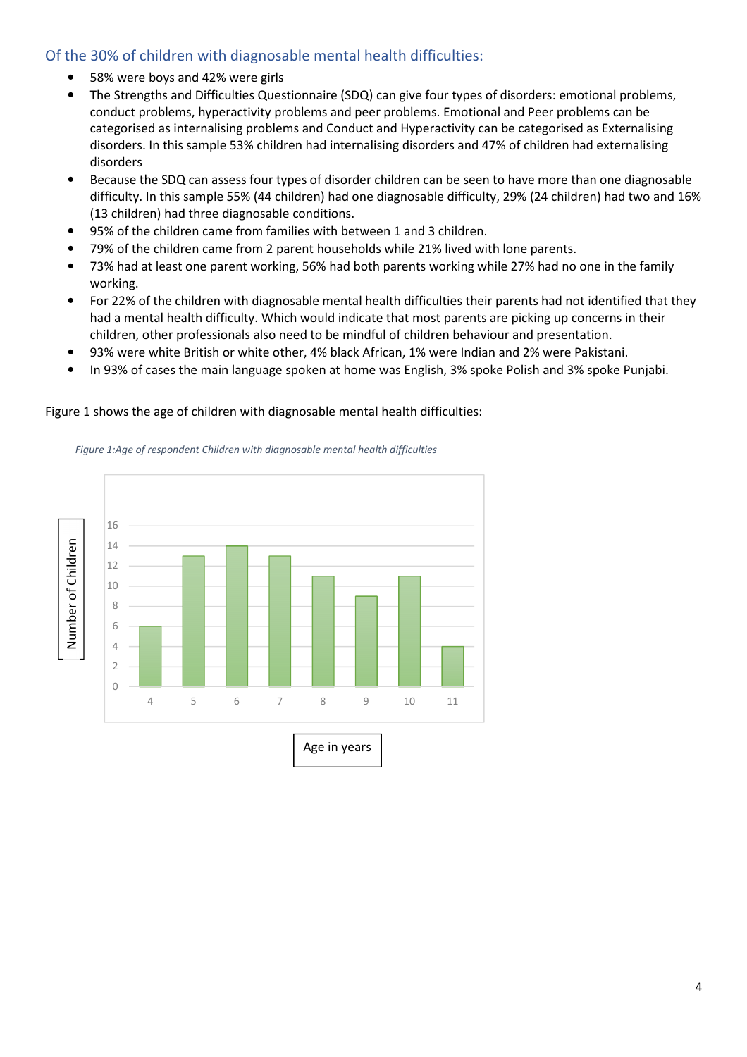## Of the 30% of children with diagnosable mental health difficulties:

- 58% were boys and 42% were girls
- The Strengths and Difficulties Questionnaire (SDQ) can give four types of disorders: emotional problems, conduct problems, hyperactivity problems and peer problems. Emotional and Peer problems can be categorised as internalising problems and Conduct and Hyperactivity can be categorised as Externalising disorders. In this sample 53% children had internalising disorders and 47% of children had externalising disorders
- Because the SDQ can assess four types of disorder children can be seen to have more than one diagnosable difficulty. In this sample 55% (44 children) had one diagnosable difficulty, 29% (24 children) had two and 16% (13 children) had three diagnosable conditions.
- 95% of the children came from families with between 1 and 3 children.
- 79% of the children came from 2 parent households while 21% lived with lone parents.
- 73% had at least one parent working, 56% had both parents working while 27% had no one in the family working.
- For 22% of the children with diagnosable mental health difficulties their parents had not identified that they had a mental health difficulty. Which would indicate that most parents are picking up concerns in their children, other professionals also need to be mindful of children behaviour and presentation.
- 93% were white British or white other, 4% black African, 1% were Indian and 2% were Pakistani.
- In 93% of cases the main language spoken at home was English, 3% spoke Polish and 3% spoke Punjabi.

Figure 1 shows the age of children with diagnosable mental health difficulties:

*Figure 1:Age of respondent Children with diagnosable mental health difficulties*

| Age in years | Number of Children |
|---|---|
| 4 | 6 |
| 5 | 13 |
| 6 | 14 |
| 7 | 13 |
| 8 | 11 |
| 9 | 9 |
| 10 | 11 |
| 11 | 4 |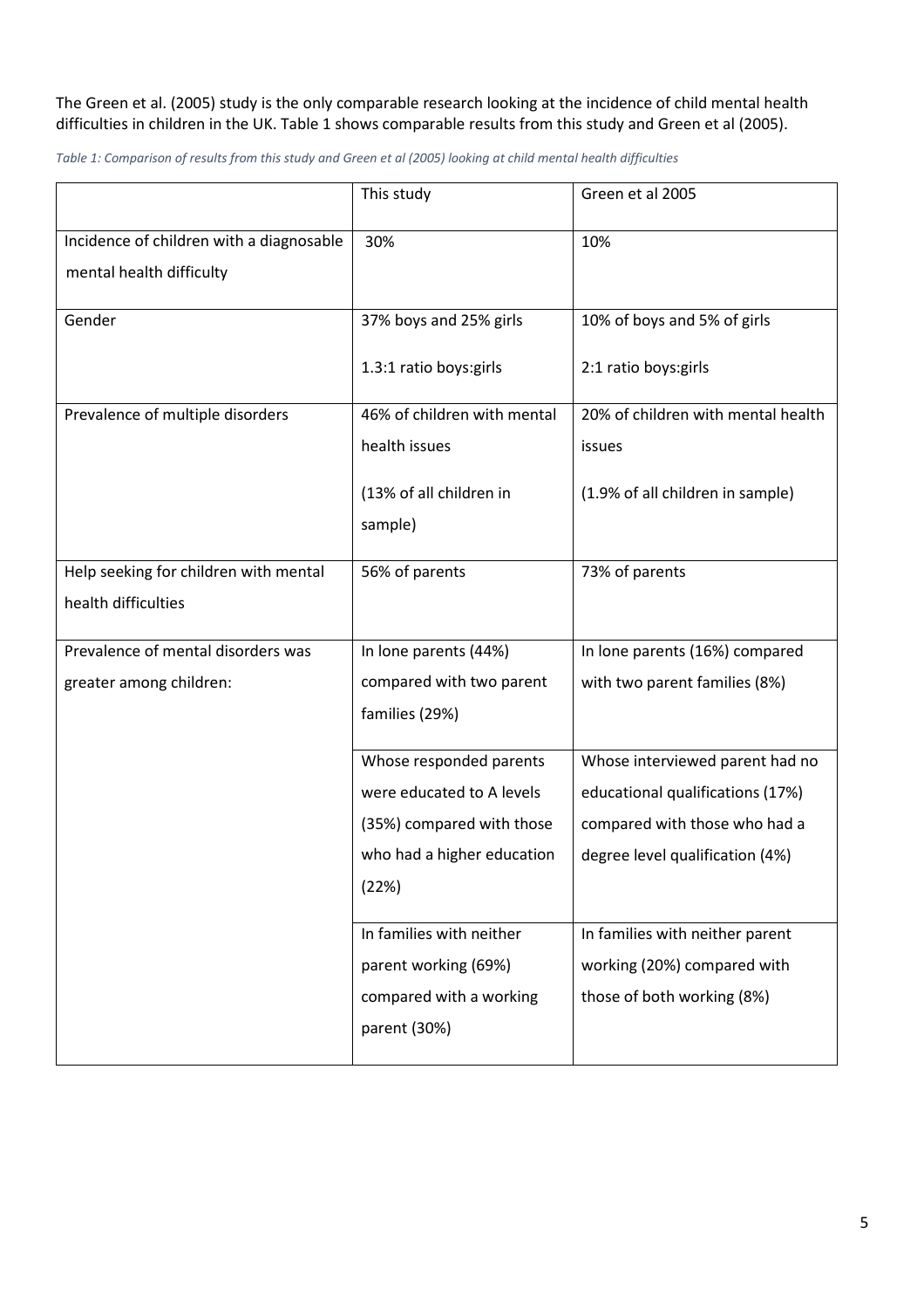The Green et al. (2005) study is the only comparable research looking at the incidence of child mental health difficulties in children in the UK. Table 1 shows comparable results from this study and Green et al (2005).

*Table 1: Comparison of results from this study and Green et al (2005) looking at child mental health difficulties*

| | This study | Green et al 2005 |
|---|---|---|
| Incidence of children with a diagnosable mental health difficulty | 30% | 10% |
| Gender | 37% boys and 25% girls<br><br>1.3:1 ratio boys:girls | 10% of boys and 5% of girls<br><br>2:1 ratio boys:girls |
| Prevalence of multiple disorders | 46% of children with mental health issues<br><br>(13% of all children in sample) | 20% of children with mental health issues<br><br>(1.9% of all children in sample) |
| Help seeking for children with mental health difficulties | 56% of parents | 73% of parents |
| Prevalence of mental disorders was greater among children: | In lone parents (44%) compared with two parent families (29%) | In lone parents (16%) compared with two parent families (8%) |
| | Whose responded parents were educated to A levels (35%) compared with those who had a higher education (22%) | Whose interviewed parent had no educational qualifications (17%) compared with those who had a degree level qualification (4%) |
| | In families with neither parent working (69%) compared with a working parent (30%) | In families with neither parent working (20%) compared with those of both working (8%) |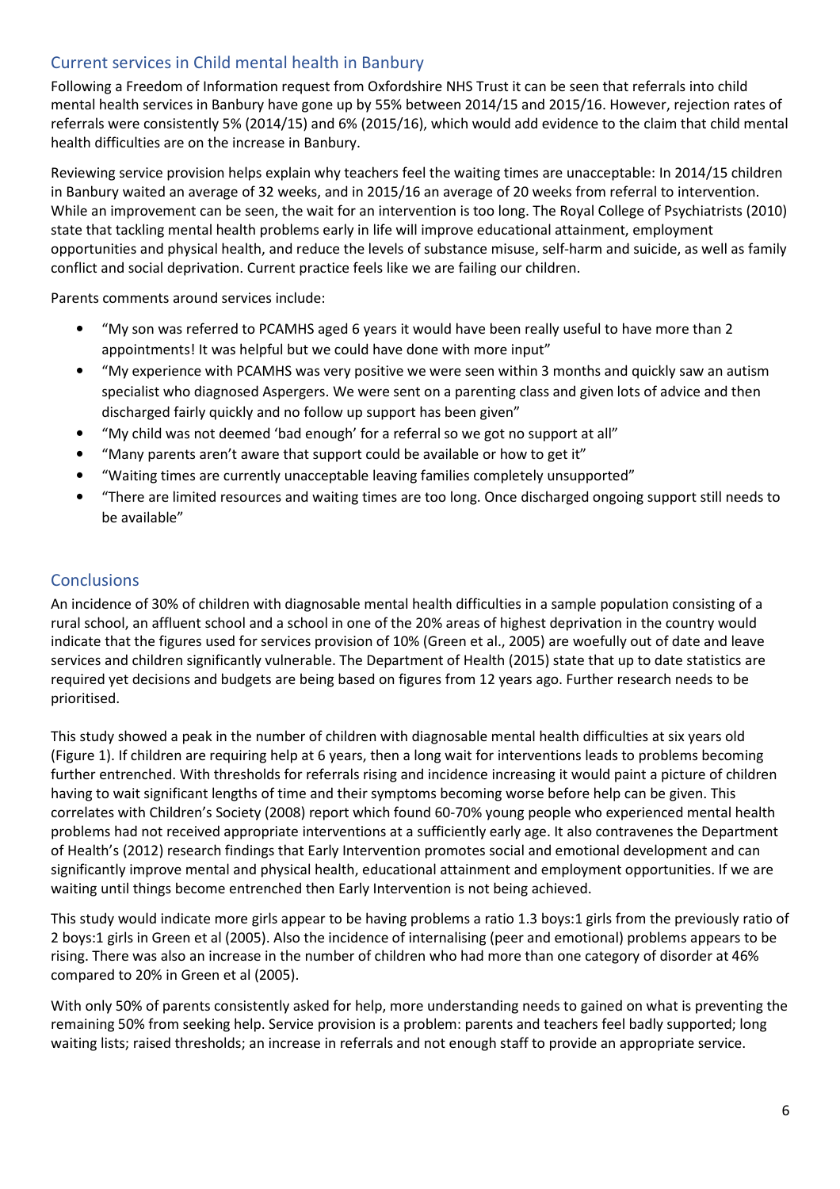## Current services in Child mental health in Banbury

Following a Freedom of Information request from Oxfordshire NHS Trust it can be seen that referrals into child mental health services in Banbury have gone up by 55% between 2014/15 and 2015/16. However, rejection rates of referrals were consistently 5% (2014/15) and 6% (2015/16), which would add evidence to the claim that child mental health difficulties are on the increase in Banbury.

Reviewing service provision helps explain why teachers feel the waiting times are unacceptable: In 2014/15 children in Banbury waited an average of 32 weeks, and in 2015/16 an average of 20 weeks from referral to intervention. While an improvement can be seen, the wait for an intervention is too long. The Royal College of Psychiatrists (2010) state that tackling mental health problems early in life will improve educational attainment, employment opportunities and physical health, and reduce the levels of substance misuse, self-harm and suicide, as well as family conflict and social deprivation. Current practice feels like we are failing our children.

Parents comments around services include:

- "My son was referred to PCAMHS aged 6 years it would have been really useful to have more than 2 appointments! It was helpful but we could have done with more input"
- "My experience with PCAMHS was very positive we were seen within 3 months and quickly saw an autism specialist who diagnosed Aspergers. We were sent on a parenting class and given lots of advice and then discharged fairly quickly and no follow up support has been given"
- "My child was not deemed 'bad enough' for a referral so we got no support at all"
- "Many parents aren't aware that support could be available or how to get it"
- "Waiting times are currently unacceptable leaving families completely unsupported"
- "There are limited resources and waiting times are too long. Once discharged ongoing support still needs to be available"

## Conclusions

An incidence of 30% of children with diagnosable mental health difficulties in a sample population consisting of a rural school, an affluent school and a school in one of the 20% areas of highest deprivation in the country would indicate that the figures used for services provision of 10% (Green et al., 2005) are woefully out of date and leave services and children significantly vulnerable. The Department of Health (2015) state that up to date statistics are required yet decisions and budgets are being based on figures from 12 years ago. Further research needs to be prioritised.

This study showed a peak in the number of children with diagnosable mental health difficulties at six years old (Figure 1). If children are requiring help at 6 years, then a long wait for interventions leads to problems becoming further entrenched. With thresholds for referrals rising and incidence increasing it would paint a picture of children having to wait significant lengths of time and their symptoms becoming worse before help can be given. This correlates with Children's Society (2008) report which found 60-70% young people who experienced mental health problems had not received appropriate interventions at a sufficiently early age. It also contravenes the Department of Health's (2012) research findings that Early Intervention promotes social and emotional development and can significantly improve mental and physical health, educational attainment and employment opportunities. If we are waiting until things become entrenched then Early Intervention is not being achieved.

This study would indicate more girls appear to be having problems a ratio 1.3 boys:1 girls from the previously ratio of 2 boys:1 girls in Green et al (2005). Also the incidence of internalising (peer and emotional) problems appears to be rising. There was also an increase in the number of children who had more than one category of disorder at 46% compared to 20% in Green et al (2005).

With only 50% of parents consistently asked for help, more understanding needs to gained on what is preventing the remaining 50% from seeking help. Service provision is a problem: parents and teachers feel badly supported; long waiting lists; raised thresholds; an increase in referrals and not enough staff to provide an appropriate service.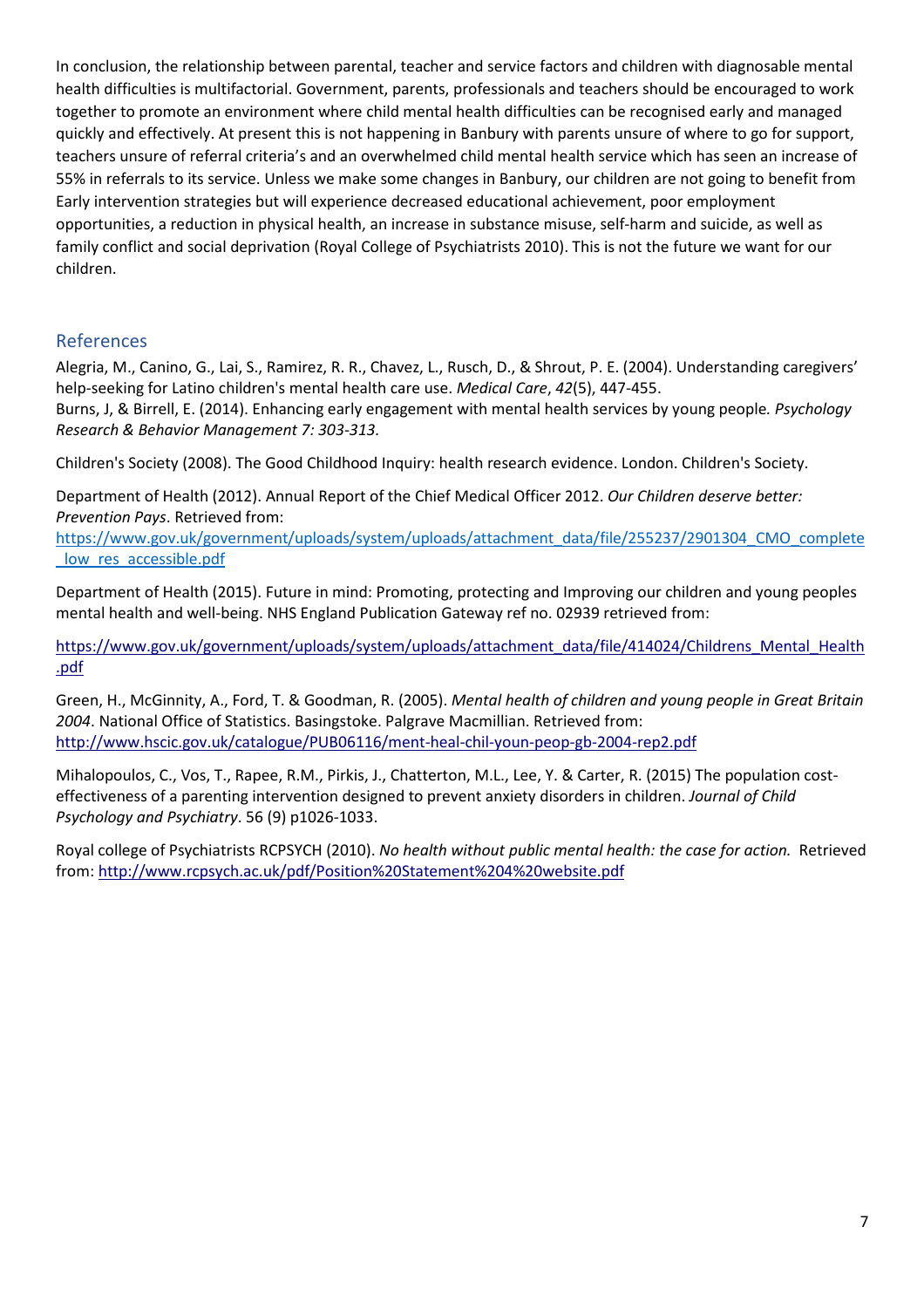In conclusion, the relationship between parental, teacher and service factors and children with diagnosable mental health difficulties is multifactorial. Government, parents, professionals and teachers should be encouraged to work together to promote an environment where child mental health difficulties can be recognised early and managed quickly and effectively. At present this is not happening in Banbury with parents unsure of where to go for support, teachers unsure of referral criteria's and an overwhelmed child mental health service which has seen an increase of 55% in referrals to its service. Unless we make some changes in Banbury, our children are not going to benefit from Early intervention strategies but will experience decreased educational achievement, poor employment opportunities, a reduction in physical health, an increase in substance misuse, self-harm and suicide, as well as family conflict and social deprivation (Royal College of Psychiatrists 2010). This is not the future we want for our children.

## References

Alegria, M., Canino, G., Lai, S., Ramirez, R. R., Chavez, L., Rusch, D., & Shrout, P. E. (2004). Understanding caregivers' help-seeking for Latino children's mental health care use. *Medical Care*, *42*(5), 447-455.

Burns, J, & Birrell, E. (2014). Enhancing early engagement with mental health services by young people. *Psychology Research & Behavior Management 7: 303-313.*

Children's Society (2008). The Good Childhood Inquiry: health research evidence. London. Children's Society.

Department of Health (2012). Annual Report of the Chief Medical Officer 2012. *Our Children deserve better: Prevention Pays*. Retrieved from:
https://www.gov.uk/government/uploads/system/uploads/attachment_data/file/255237/2901304_CMO_complete_low_res_accessible.pdf

Department of Health (2015). Future in mind: Promoting, protecting and Improving our children and young peoples mental health and well-being. NHS England Publication Gateway ref no. 02939 retrieved from:

https://www.gov.uk/government/uploads/system/uploads/attachment_data/file/414024/Childrens_Mental_Health.pdf

Green, H., McGinnity, A., Ford, T. & Goodman, R. (2005). *Mental health of children and young people in Great Britain 2004*. National Office of Statistics. Basingstoke. Palgrave Macmillian. Retrieved from:
http://www.hscic.gov.uk/catalogue/PUB06116/ment-heal-chil-youn-peop-gb-2004-rep2.pdf

Mihalopoulos, C., Vos, T., Rapee, R.M., Pirkis, J., Chatterton, M.L., Lee, Y. & Carter, R. (2015) The population cost-effectiveness of a parenting intervention designed to prevent anxiety disorders in children. *Journal of Child Psychology and Psychiatry*. 56 (9) p1026-1033.

Royal college of Psychiatrists RCPSYCH (2010). *No health without public mental health: the case for action.* Retrieved from: http://www.rcpsych.ac.uk/pdf/Position%20Statement%204%20website.pdf